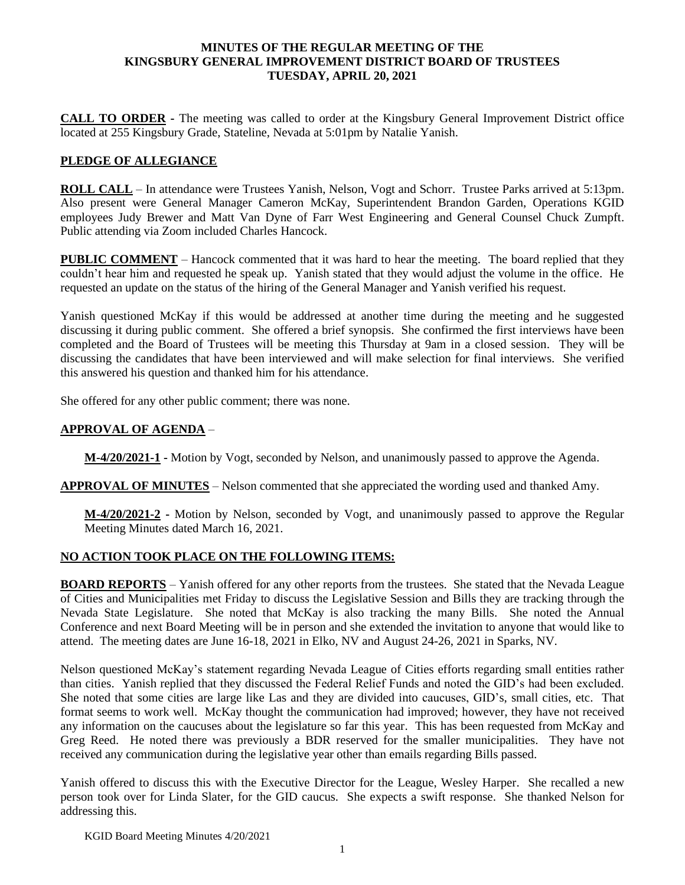**MINUTES OF THE REGULAR MEETING OF THE KINGSBURY GENERAL IMPROVEMENT DISTRICT BOARD OF TRUSTEES TUESDAY, APRIL 20, 2021**

**CALL TO ORDER** - The meeting was called to order at the Kingsbury General Improvement District office located at 255 Kingsbury Grade, Stateline, Nevada at 5:01pm by Natalie Yanish.

**PLEDGE OF ALLEGIANCE**

**ROLL CALL** – In attendance were Trustees Yanish, Nelson, Vogt and Schorr. Trustee Parks arrived at 5:13pm. Also present were General Manager Cameron McKay, Superintendent Brandon Garden, Operations KGID employees Judy Brewer and Matt Van Dyne of Farr West Engineering and General Counsel Chuck Zumpft. Public attending via Zoom included Charles Hancock.

**PUBLIC COMMENT** – Hancock commented that it was hard to hear the meeting. The board replied that they couldn't hear him and requested he speak up. Yanish stated that they would adjust the volume in the office. He requested an update on the status of the hiring of the General Manager and Yanish verified his request.

Yanish questioned McKay if this would be addressed at another time during the meeting and he suggested discussing it during public comment. She offered a brief synopsis. She confirmed the first interviews have been completed and the Board of Trustees will be meeting this Thursday at 9am in a closed session. They will be discussing the candidates that have been interviewed and will make selection for final interviews. She verified this answered his question and thanked him for his attendance.

She offered for any other public comment; there was none.

**APPROVAL OF AGENDA** –

**M-4/20/2021-1** - Motion by Vogt, seconded by Nelson, and unanimously passed to approve the Agenda.

**APPROVAL OF MINUTES** – Nelson commented that she appreciated the wording used and thanked Amy.

**M-4/20/2021-2** - Motion by Nelson, seconded by Vogt, and unanimously passed to approve the Regular Meeting Minutes dated March 16, 2021.

**NO ACTION TOOK PLACE ON THE FOLLOWING ITEMS:**

**BOARD REPORTS** – Yanish offered for any other reports from the trustees. She stated that the Nevada League of Cities and Municipalities met Friday to discuss the Legislative Session and Bills they are tracking through the Nevada State Legislature. She noted that McKay is also tracking the many Bills. She noted the Annual Conference and next Board Meeting will be in person and she extended the invitation to anyone that would like to attend. The meeting dates are June 16-18, 2021 in Elko, NV and August 24-26, 2021 in Sparks, NV.

Nelson questioned McKay's statement regarding Nevada League of Cities efforts regarding small entities rather than cities. Yanish replied that they discussed the Federal Relief Funds and noted the GID's had been excluded. She noted that some cities are large like Las and they are divided into caucuses, GID's, small cities, etc. That format seems to work well. McKay thought the communication had improved; however, they have not received any information on the caucuses about the legislature so far this year. This has been requested from McKay and Greg Reed. He noted there was previously a BDR reserved for the smaller municipalities. They have not received any communication during the legislative year other than emails regarding Bills passed.

Yanish offered to discuss this with the Executive Director for the League, Wesley Harper. She recalled a new person took over for Linda Slater, for the GID caucus. She expects a swift response. She thanked Nelson for addressing this.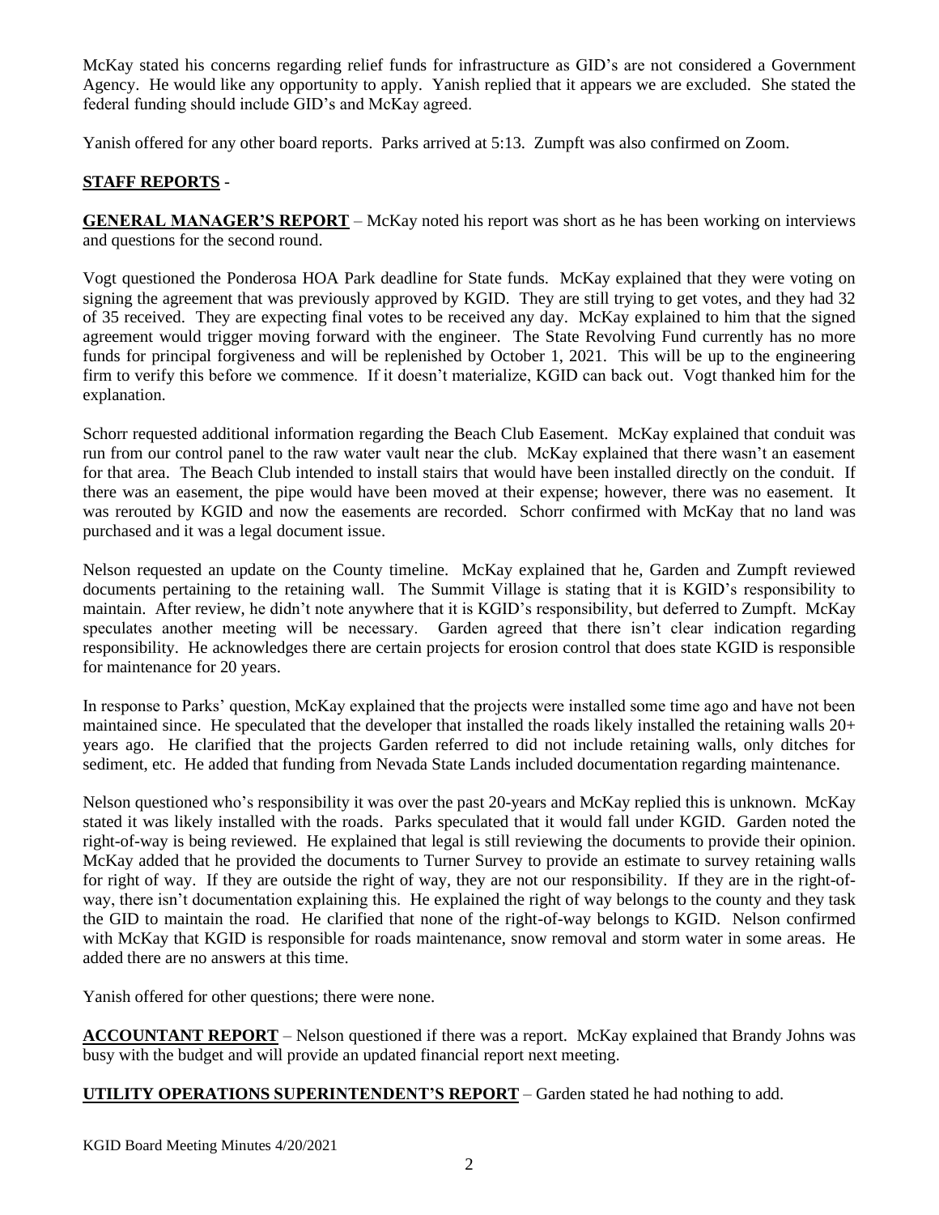McKay stated his concerns regarding relief funds for infrastructure as GID's are not considered a Government Agency. He would like any opportunity to apply. Yanish replied that it appears we are excluded. She stated the federal funding should include GID's and McKay agreed.

Yanish offered for any other board reports. Parks arrived at 5:13. Zumpft was also confirmed on Zoom.

**STAFF REPORTS** -

**GENERAL MANAGER'S REPORT** – McKay noted his report was short as he has been working on interviews and questions for the second round.

Vogt questioned the Ponderosa HOA Park deadline for State funds. McKay explained that they were voting on signing the agreement that was previously approved by KGID. They are still trying to get votes, and they had 32 of 35 received. They are expecting final votes to be received any day. McKay explained to him that the signed agreement would trigger moving forward with the engineer. The State Revolving Fund currently has no more funds for principal forgiveness and will be replenished by October 1, 2021. This will be up to the engineering firm to verify this before we commence. If it doesn't materialize, KGID can back out. Vogt thanked him for the explanation.

Schorr requested additional information regarding the Beach Club Easement. McKay explained that conduit was run from our control panel to the raw water vault near the club. McKay explained that there wasn't an easement for that area. The Beach Club intended to install stairs that would have been installed directly on the conduit. If there was an easement, the pipe would have been moved at their expense; however, there was no easement. It was rerouted by KGID and now the easements are recorded. Schorr confirmed with McKay that no land was purchased and it was a legal document issue.

Nelson requested an update on the County timeline. McKay explained that he, Garden and Zumpft reviewed documents pertaining to the retaining wall. The Summit Village is stating that it is KGID's responsibility to maintain. After review, he didn't note anywhere that it is KGID's responsibility, but deferred to Zumpft. McKay speculates another meeting will be necessary. Garden agreed that there isn't clear indication regarding responsibility. He acknowledges there are certain projects for erosion control that does state KGID is responsible for maintenance for 20 years.

In response to Parks' question, McKay explained that the projects were installed some time ago and have not been maintained since. He speculated that the developer that installed the roads likely installed the retaining walls 20+ years ago. He clarified that the projects Garden referred to did not include retaining walls, only ditches for sediment, etc. He added that funding from Nevada State Lands included documentation regarding maintenance.

Nelson questioned who's responsibility it was over the past 20-years and McKay replied this is unknown. McKay stated it was likely installed with the roads. Parks speculated that it would fall under KGID. Garden noted the right-of-way is being reviewed. He explained that legal is still reviewing the documents to provide their opinion. McKay added that he provided the documents to Turner Survey to provide an estimate to survey retaining walls for right of way. If they are outside the right of way, they are not our responsibility. If they are in the right-of-way, there isn't documentation explaining this. He explained the right of way belongs to the county and they task the GID to maintain the road. He clarified that none of the right-of-way belongs to KGID. Nelson confirmed with McKay that KGID is responsible for roads maintenance, snow removal and storm water in some areas. He added there are no answers at this time.

Yanish offered for other questions; there were none.

**ACCOUNTANT REPORT** – Nelson questioned if there was a report. McKay explained that Brandy Johns was busy with the budget and will provide an updated financial report next meeting.

**UTILITY OPERATIONS SUPERINTENDENT'S REPORT** – Garden stated he had nothing to add.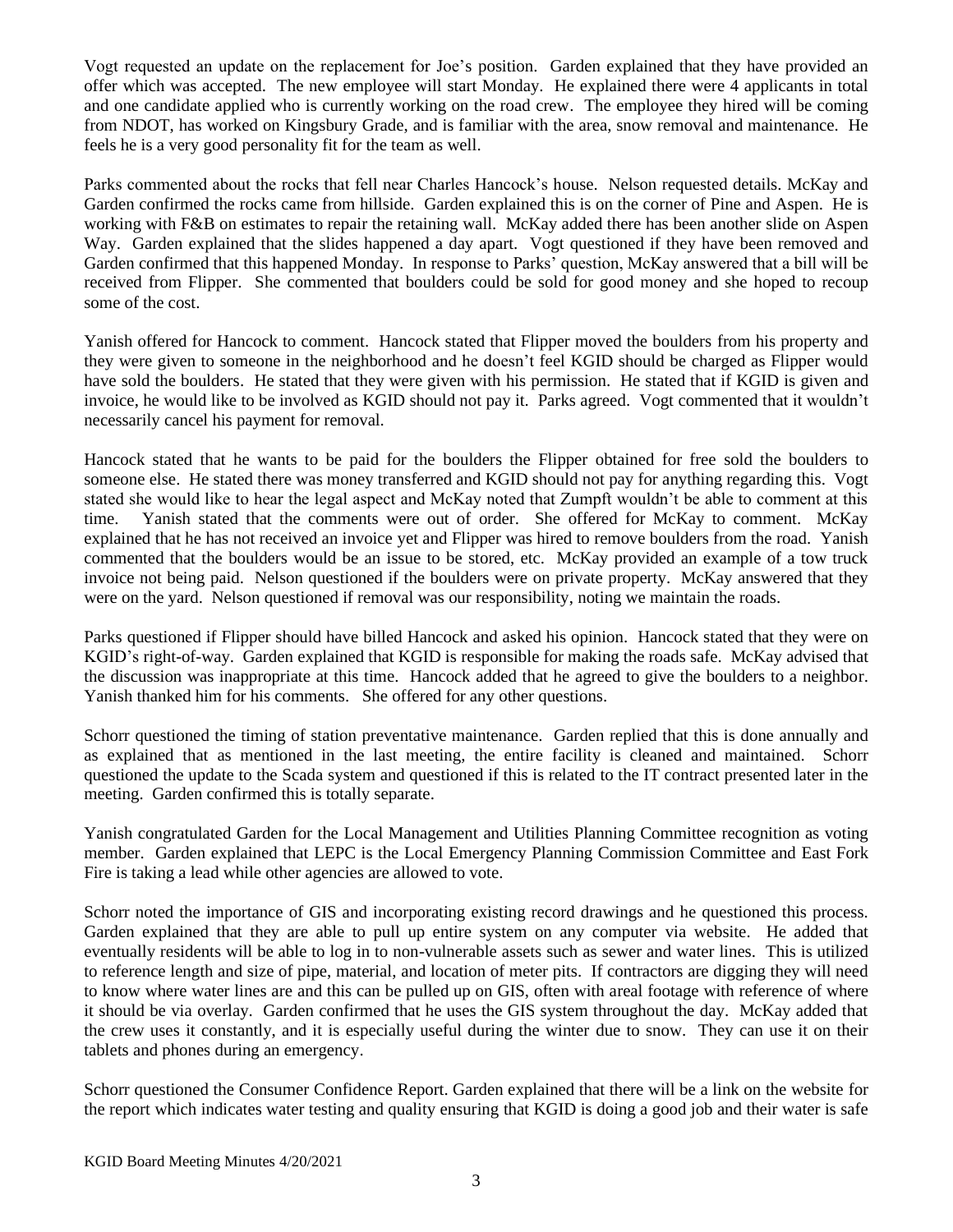Vogt requested an update on the replacement for Joe's position. Garden explained that they have provided an offer which was accepted. The new employee will start Monday. He explained there were 4 applicants in total and one candidate applied who is currently working on the road crew. The employee they hired will be coming from NDOT, has worked on Kingsbury Grade, and is familiar with the area, snow removal and maintenance. He feels he is a very good personality fit for the team as well.

Parks commented about the rocks that fell near Charles Hancock's house. Nelson requested details. McKay and Garden confirmed the rocks came from hillside. Garden explained this is on the corner of Pine and Aspen. He is working with F&B on estimates to repair the retaining wall. McKay added there has been another slide on Aspen Way. Garden explained that the slides happened a day apart. Vogt questioned if they have been removed and Garden confirmed that this happened Monday. In response to Parks' question, McKay answered that a bill will be received from Flipper. She commented that boulders could be sold for good money and she hoped to recoup some of the cost.

Yanish offered for Hancock to comment. Hancock stated that Flipper moved the boulders from his property and they were given to someone in the neighborhood and he doesn't feel KGID should be charged as Flipper would have sold the boulders. He stated that they were given with his permission. He stated that if KGID is given and invoice, he would like to be involved as KGID should not pay it. Parks agreed. Vogt commented that it wouldn't necessarily cancel his payment for removal.

Hancock stated that he wants to be paid for the boulders the Flipper obtained for free sold the boulders to someone else. He stated there was money transferred and KGID should not pay for anything regarding this. Vogt stated she would like to hear the legal aspect and McKay noted that Zumpft wouldn't be able to comment at this time. Yanish stated that the comments were out of order. She offered for McKay to comment. McKay explained that he has not received an invoice yet and Flipper was hired to remove boulders from the road. Yanish commented that the boulders would be an issue to be stored, etc. McKay provided an example of a tow truck invoice not being paid. Nelson questioned if the boulders were on private property. McKay answered that they were on the yard. Nelson questioned if removal was our responsibility, noting we maintain the roads.

Parks questioned if Flipper should have billed Hancock and asked his opinion. Hancock stated that they were on KGID's right-of-way. Garden explained that KGID is responsible for making the roads safe. McKay advised that the discussion was inappropriate at this time. Hancock added that he agreed to give the boulders to a neighbor. Yanish thanked him for his comments. She offered for any other questions.

Schorr questioned the timing of station preventative maintenance. Garden replied that this is done annually and as explained that as mentioned in the last meeting, the entire facility is cleaned and maintained. Schorr questioned the update to the Scada system and questioned if this is related to the IT contract presented later in the meeting. Garden confirmed this is totally separate.

Yanish congratulated Garden for the Local Management and Utilities Planning Committee recognition as voting member. Garden explained that LEPC is the Local Emergency Planning Commission Committee and East Fork Fire is taking a lead while other agencies are allowed to vote.

Schorr noted the importance of GIS and incorporating existing record drawings and he questioned this process. Garden explained that they are able to pull up entire system on any computer via website. He added that eventually residents will be able to log in to non-vulnerable assets such as sewer and water lines. This is utilized to reference length and size of pipe, material, and location of meter pits. If contractors are digging they will need to know where water lines are and this can be pulled up on GIS, often with areal footage with reference of where it should be via overlay. Garden confirmed that he uses the GIS system throughout the day. McKay added that the crew uses it constantly, and it is especially useful during the winter due to snow. They can use it on their tablets and phones during an emergency.

Schorr questioned the Consumer Confidence Report. Garden explained that there will be a link on the website for the report which indicates water testing and quality ensuring that KGID is doing a good job and their water is safe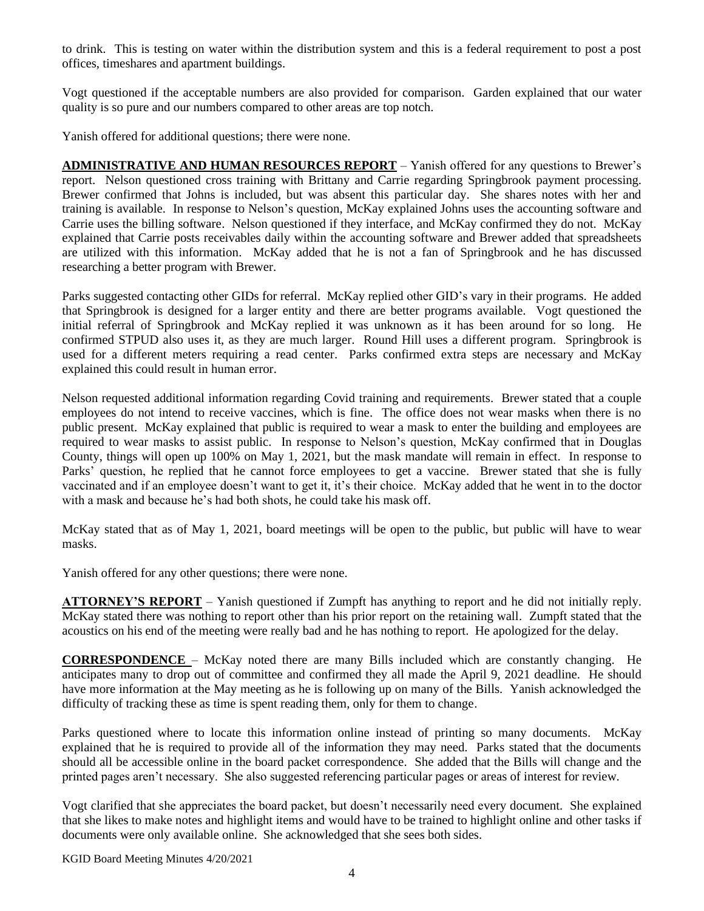to drink. This is testing on water within the distribution system and this is a federal requirement to post a post offices, timeshares and apartment buildings.

Vogt questioned if the acceptable numbers are also provided for comparison. Garden explained that our water quality is so pure and our numbers compared to other areas are top notch.

Yanish offered for additional questions; there were none.

**ADMINISTRATIVE AND HUMAN RESOURCES REPORT** – Yanish offered for any questions to Brewer's report. Nelson questioned cross training with Brittany and Carrie regarding Springbrook payment processing. Brewer confirmed that Johns is included, but was absent this particular day. She shares notes with her and training is available. In response to Nelson's question, McKay explained Johns uses the accounting software and Carrie uses the billing software. Nelson questioned if they interface, and McKay confirmed they do not. McKay explained that Carrie posts receivables daily within the accounting software and Brewer added that spreadsheets are utilized with this information. McKay added that he is not a fan of Springbrook and he has discussed researching a better program with Brewer.

Parks suggested contacting other GIDs for referral. McKay replied other GID's vary in their programs. He added that Springbrook is designed for a larger entity and there are better programs available. Vogt questioned the initial referral of Springbrook and McKay replied it was unknown as it has been around for so long. He confirmed STPUD also uses it, as they are much larger. Round Hill uses a different program. Springbrook is used for a different meters requiring a read center. Parks confirmed extra steps are necessary and McKay explained this could result in human error.

Nelson requested additional information regarding Covid training and requirements. Brewer stated that a couple employees do not intend to receive vaccines, which is fine. The office does not wear masks when there is no public present. McKay explained that public is required to wear a mask to enter the building and employees are required to wear masks to assist public. In response to Nelson's question, McKay confirmed that in Douglas County, things will open up 100% on May 1, 2021, but the mask mandate will remain in effect. In response to Parks' question, he replied that he cannot force employees to get a vaccine. Brewer stated that she is fully vaccinated and if an employee doesn't want to get it, it's their choice. McKay added that he went in to the doctor with a mask and because he's had both shots, he could take his mask off.

McKay stated that as of May 1, 2021, board meetings will be open to the public, but public will have to wear masks.

Yanish offered for any other questions; there were none.

**ATTORNEY'S REPORT** – Yanish questioned if Zumpft has anything to report and he did not initially reply. McKay stated there was nothing to report other than his prior report on the retaining wall. Zumpft stated that the acoustics on his end of the meeting were really bad and he has nothing to report. He apologized for the delay.

**CORRESPONDENCE** – McKay noted there are many Bills included which are constantly changing. He anticipates many to drop out of committee and confirmed they all made the April 9, 2021 deadline. He should have more information at the May meeting as he is following up on many of the Bills. Yanish acknowledged the difficulty of tracking these as time is spent reading them, only for them to change.

Parks questioned where to locate this information online instead of printing so many documents. McKay explained that he is required to provide all of the information they may need. Parks stated that the documents should all be accessible online in the board packet correspondence. She added that the Bills will change and the printed pages aren't necessary. She also suggested referencing particular pages or areas of interest for review.

Vogt clarified that she appreciates the board packet, but doesn't necessarily need every document. She explained that she likes to make notes and highlight items and would have to be trained to highlight online and other tasks if documents were only available online. She acknowledged that she sees both sides.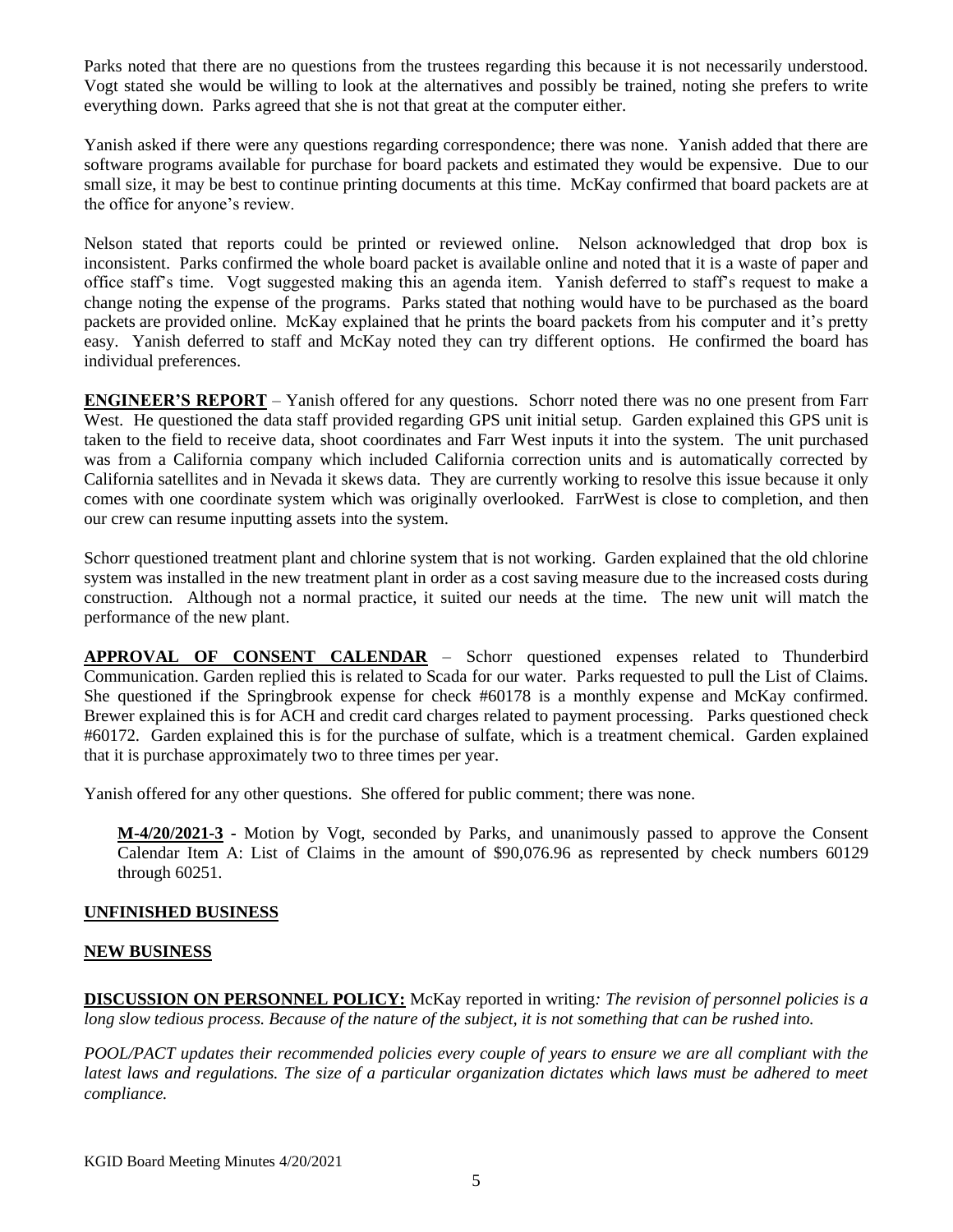Parks noted that there are no questions from the trustees regarding this because it is not necessarily understood. Vogt stated she would be willing to look at the alternatives and possibly be trained, noting she prefers to write everything down. Parks agreed that she is not that great at the computer either.

Yanish asked if there were any questions regarding correspondence; there was none. Yanish added that there are software programs available for purchase for board packets and estimated they would be expensive. Due to our small size, it may be best to continue printing documents at this time. McKay confirmed that board packets are at the office for anyone's review.

Nelson stated that reports could be printed or reviewed online. Nelson acknowledged that drop box is inconsistent. Parks confirmed the whole board packet is available online and noted that it is a waste of paper and office staff's time. Vogt suggested making this an agenda item. Yanish deferred to staff's request to make a change noting the expense of the programs. Parks stated that nothing would have to be purchased as the board packets are provided online. McKay explained that he prints the board packets from his computer and it's pretty easy. Yanish deferred to staff and McKay noted they can try different options. He confirmed the board has individual preferences.

**ENGINEER'S REPORT** – Yanish offered for any questions. Schorr noted there was no one present from Farr West. He questioned the data staff provided regarding GPS unit initial setup. Garden explained this GPS unit is taken to the field to receive data, shoot coordinates and Farr West inputs it into the system. The unit purchased was from a California company which included California correction units and is automatically corrected by California satellites and in Nevada it skews data. They are currently working to resolve this issue because it only comes with one coordinate system which was originally overlooked. FarrWest is close to completion, and then our crew can resume inputting assets into the system.

Schorr questioned treatment plant and chlorine system that is not working. Garden explained that the old chlorine system was installed in the new treatment plant in order as a cost saving measure due to the increased costs during construction. Although not a normal practice, it suited our needs at the time. The new unit will match the performance of the new plant.

**APPROVAL OF CONSENT CALENDAR** – Schorr questioned expenses related to Thunderbird Communication. Garden replied this is related to Scada for our water. Parks requested to pull the List of Claims. She questioned if the Springbrook expense for check #60178 is a monthly expense and McKay confirmed. Brewer explained this is for ACH and credit card charges related to payment processing. Parks questioned check #60172. Garden explained this is for the purchase of sulfate, which is a treatment chemical. Garden explained that it is purchase approximately two to three times per year.

Yanish offered for any other questions. She offered for public comment; there was none.

> **M-4/20/2021-3** - Motion by Vogt, seconded by Parks, and unanimously passed to approve the Consent Calendar Item A: List of Claims in the amount of $90,076.96 as represented by check numbers 60129 through 60251.

**UNFINISHED BUSINESS**

**NEW BUSINESS**

**DISCUSSION ON PERSONNEL POLICY:** McKay reported in writing*: The revision of personnel policies is a long slow tedious process. Because of the nature of the subject, it is not something that can be rushed into.*

*POOL/PACT updates their recommended policies every couple of years to ensure we are all compliant with the latest laws and regulations. The size of a particular organization dictates which laws must be adhered to meet compliance.*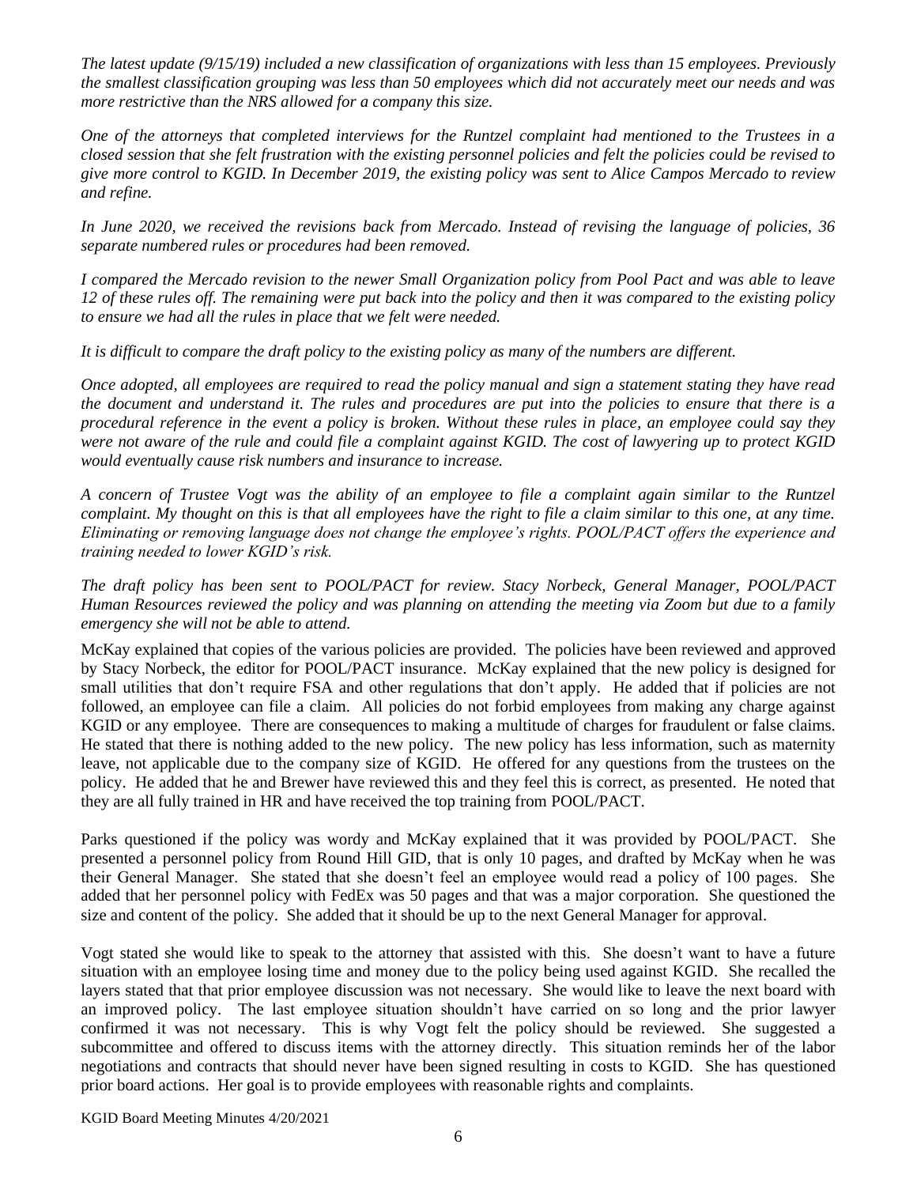*The latest update (9/15/19) included a new classification of organizations with less than 15 employees. Previously the smallest classification grouping was less than 50 employees which did not accurately meet our needs and was more restrictive than the NRS allowed for a company this size.*

*One of the attorneys that completed interviews for the Runtzel complaint had mentioned to the Trustees in a closed session that she felt frustration with the existing personnel policies and felt the policies could be revised to give more control to KGID. In December 2019, the existing policy was sent to Alice Campos Mercado to review and refine.*

*In June 2020, we received the revisions back from Mercado. Instead of revising the language of policies, 36 separate numbered rules or procedures had been removed.*

*I compared the Mercado revision to the newer Small Organization policy from Pool Pact and was able to leave 12 of these rules off. The remaining were put back into the policy and then it was compared to the existing policy to ensure we had all the rules in place that we felt were needed.*

*It is difficult to compare the draft policy to the existing policy as many of the numbers are different.*

*Once adopted, all employees are required to read the policy manual and sign a statement stating they have read the document and understand it. The rules and procedures are put into the policies to ensure that there is a procedural reference in the event a policy is broken. Without these rules in place, an employee could say they were not aware of the rule and could file a complaint against KGID. The cost of lawyering up to protect KGID would eventually cause risk numbers and insurance to increase.*

*A concern of Trustee Vogt was the ability of an employee to file a complaint again similar to the Runtzel complaint. My thought on this is that all employees have the right to file a claim similar to this one, at any time. Eliminating or removing language does not change the employee's rights. POOL/PACT offers the experience and training needed to lower KGID's risk.*

*The draft policy has been sent to POOL/PACT for review. Stacy Norbeck, General Manager, POOL/PACT Human Resources reviewed the policy and was planning on attending the meeting via Zoom but due to a family emergency she will not be able to attend.*

McKay explained that copies of the various policies are provided. The policies have been reviewed and approved by Stacy Norbeck, the editor for POOL/PACT insurance. McKay explained that the new policy is designed for small utilities that don't require FSA and other regulations that don't apply. He added that if policies are not followed, an employee can file a claim. All policies do not forbid employees from making any charge against KGID or any employee. There are consequences to making a multitude of charges for fraudulent or false claims. He stated that there is nothing added to the new policy. The new policy has less information, such as maternity leave, not applicable due to the company size of KGID. He offered for any questions from the trustees on the policy. He added that he and Brewer have reviewed this and they feel this is correct, as presented. He noted that they are all fully trained in HR and have received the top training from POOL/PACT.

Parks questioned if the policy was wordy and McKay explained that it was provided by POOL/PACT. She presented a personnel policy from Round Hill GID, that is only 10 pages, and drafted by McKay when he was their General Manager. She stated that she doesn't feel an employee would read a policy of 100 pages. She added that her personnel policy with FedEx was 50 pages and that was a major corporation. She questioned the size and content of the policy. She added that it should be up to the next General Manager for approval.

Vogt stated she would like to speak to the attorney that assisted with this. She doesn't want to have a future situation with an employee losing time and money due to the policy being used against KGID. She recalled the layers stated that that prior employee discussion was not necessary. She would like to leave the next board with an improved policy. The last employee situation shouldn't have carried on so long and the prior lawyer confirmed it was not necessary. This is why Vogt felt the policy should be reviewed. She suggested a subcommittee and offered to discuss items with the attorney directly. This situation reminds her of the labor negotiations and contracts that should never have been signed resulting in costs to KGID. She has questioned prior board actions. Her goal is to provide employees with reasonable rights and complaints.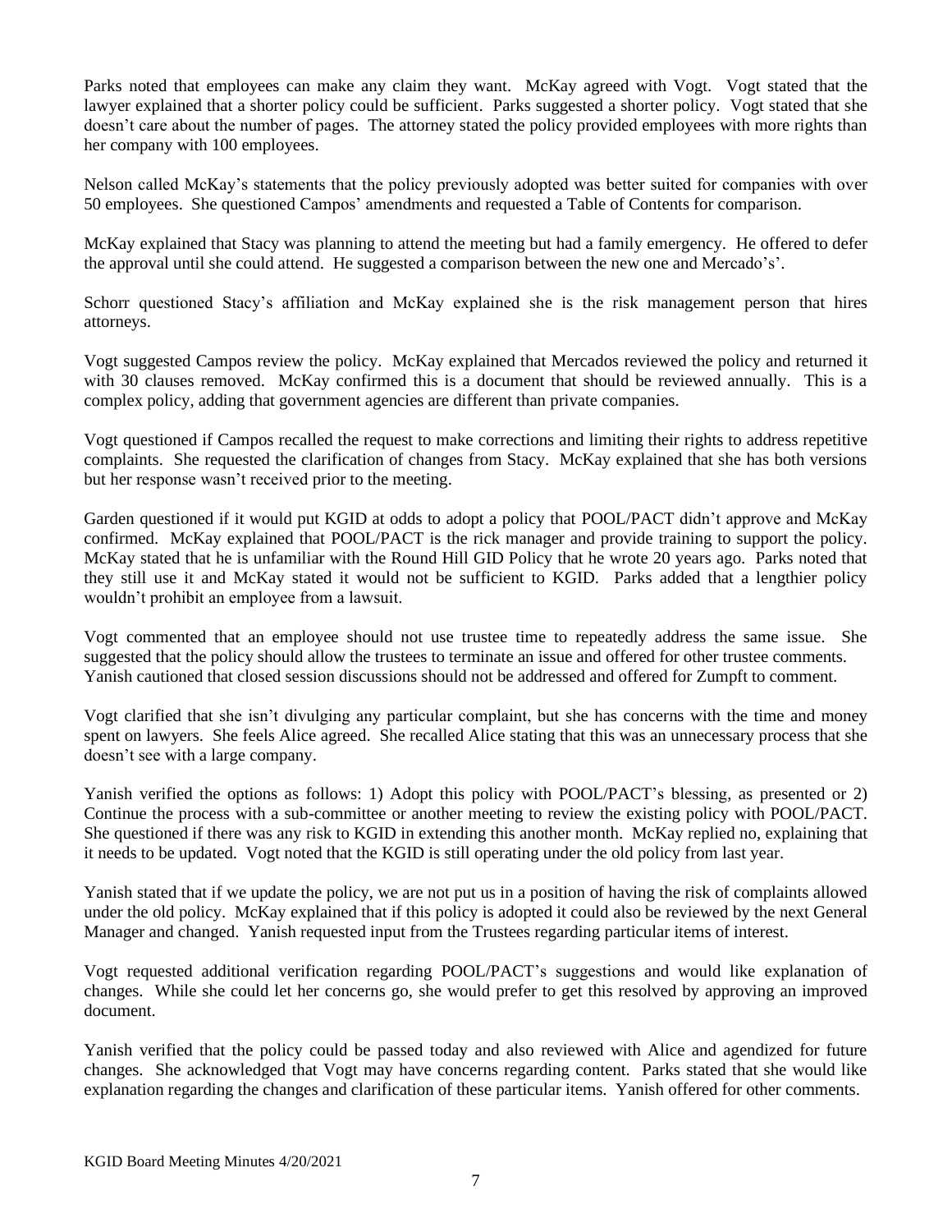Parks noted that employees can make any claim they want. McKay agreed with Vogt. Vogt stated that the lawyer explained that a shorter policy could be sufficient. Parks suggested a shorter policy. Vogt stated that she doesn't care about the number of pages. The attorney stated the policy provided employees with more rights than her company with 100 employees.

Nelson called McKay's statements that the policy previously adopted was better suited for companies with over 50 employees. She questioned Campos' amendments and requested a Table of Contents for comparison.

McKay explained that Stacy was planning to attend the meeting but had a family emergency. He offered to defer the approval until she could attend. He suggested a comparison between the new one and Mercado's'.

Schorr questioned Stacy's affiliation and McKay explained she is the risk management person that hires attorneys.

Vogt suggested Campos review the policy. McKay explained that Mercados reviewed the policy and returned it with 30 clauses removed. McKay confirmed this is a document that should be reviewed annually. This is a complex policy, adding that government agencies are different than private companies.

Vogt questioned if Campos recalled the request to make corrections and limiting their rights to address repetitive complaints. She requested the clarification of changes from Stacy. McKay explained that she has both versions but her response wasn't received prior to the meeting.

Garden questioned if it would put KGID at odds to adopt a policy that POOL/PACT didn't approve and McKay confirmed. McKay explained that POOL/PACT is the rick manager and provide training to support the policy. McKay stated that he is unfamiliar with the Round Hill GID Policy that he wrote 20 years ago. Parks noted that they still use it and McKay stated it would not be sufficient to KGID. Parks added that a lengthier policy wouldn't prohibit an employee from a lawsuit.

Vogt commented that an employee should not use trustee time to repeatedly address the same issue. She suggested that the policy should allow the trustees to terminate an issue and offered for other trustee comments. Yanish cautioned that closed session discussions should not be addressed and offered for Zumpft to comment.

Vogt clarified that she isn't divulging any particular complaint, but she has concerns with the time and money spent on lawyers. She feels Alice agreed. She recalled Alice stating that this was an unnecessary process that she doesn't see with a large company.

Yanish verified the options as follows: 1) Adopt this policy with POOL/PACT's blessing, as presented or 2) Continue the process with a sub-committee or another meeting to review the existing policy with POOL/PACT. She questioned if there was any risk to KGID in extending this another month. McKay replied no, explaining that it needs to be updated. Vogt noted that the KGID is still operating under the old policy from last year.

Yanish stated that if we update the policy, we are not put us in a position of having the risk of complaints allowed under the old policy. McKay explained that if this policy is adopted it could also be reviewed by the next General Manager and changed. Yanish requested input from the Trustees regarding particular items of interest.

Vogt requested additional verification regarding POOL/PACT's suggestions and would like explanation of changes. While she could let her concerns go, she would prefer to get this resolved by approving an improved document.

Yanish verified that the policy could be passed today and also reviewed with Alice and agendized for future changes. She acknowledged that Vogt may have concerns regarding content. Parks stated that she would like explanation regarding the changes and clarification of these particular items. Yanish offered for other comments.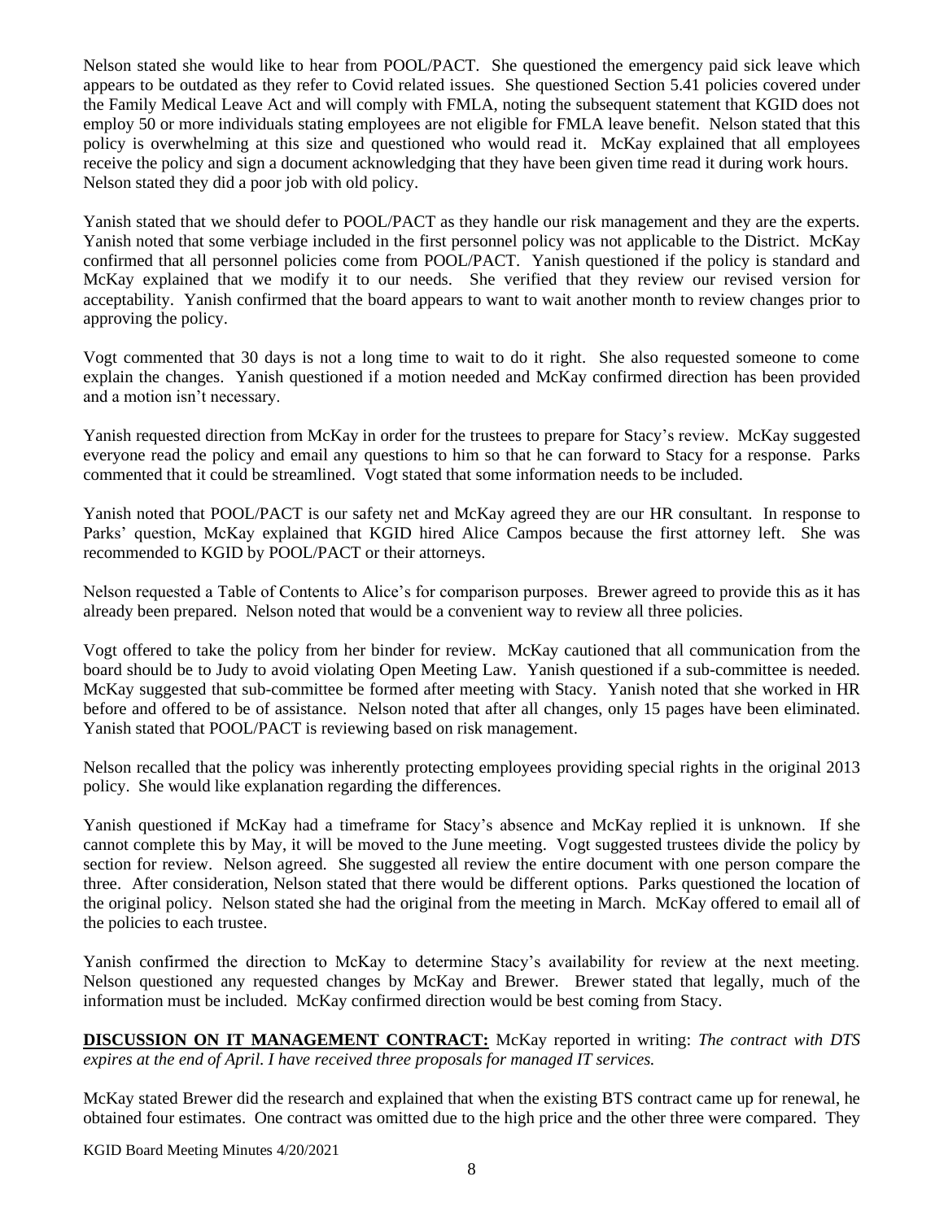Nelson stated she would like to hear from POOL/PACT. She questioned the emergency paid sick leave which appears to be outdated as they refer to Covid related issues. She questioned Section 5.41 policies covered under the Family Medical Leave Act and will comply with FMLA, noting the subsequent statement that KGID does not employ 50 or more individuals stating employees are not eligible for FMLA leave benefit. Nelson stated that this policy is overwhelming at this size and questioned who would read it. McKay explained that all employees receive the policy and sign a document acknowledging that they have been given time read it during work hours. Nelson stated they did a poor job with old policy.

Yanish stated that we should defer to POOL/PACT as they handle our risk management and they are the experts. Yanish noted that some verbiage included in the first personnel policy was not applicable to the District. McKay confirmed that all personnel policies come from POOL/PACT. Yanish questioned if the policy is standard and McKay explained that we modify it to our needs. She verified that they review our revised version for acceptability. Yanish confirmed that the board appears to want to wait another month to review changes prior to approving the policy.

Vogt commented that 30 days is not a long time to wait to do it right. She also requested someone to come explain the changes. Yanish questioned if a motion needed and McKay confirmed direction has been provided and a motion isn't necessary.

Yanish requested direction from McKay in order for the trustees to prepare for Stacy's review. McKay suggested everyone read the policy and email any questions to him so that he can forward to Stacy for a response. Parks commented that it could be streamlined. Vogt stated that some information needs to be included.

Yanish noted that POOL/PACT is our safety net and McKay agreed they are our HR consultant. In response to Parks' question, McKay explained that KGID hired Alice Campos because the first attorney left. She was recommended to KGID by POOL/PACT or their attorneys.

Nelson requested a Table of Contents to Alice's for comparison purposes. Brewer agreed to provide this as it has already been prepared. Nelson noted that would be a convenient way to review all three policies.

Vogt offered to take the policy from her binder for review. McKay cautioned that all communication from the board should be to Judy to avoid violating Open Meeting Law. Yanish questioned if a sub-committee is needed. McKay suggested that sub-committee be formed after meeting with Stacy. Yanish noted that she worked in HR before and offered to be of assistance. Nelson noted that after all changes, only 15 pages have been eliminated. Yanish stated that POOL/PACT is reviewing based on risk management.

Nelson recalled that the policy was inherently protecting employees providing special rights in the original 2013 policy. She would like explanation regarding the differences.

Yanish questioned if McKay had a timeframe for Stacy's absence and McKay replied it is unknown. If she cannot complete this by May, it will be moved to the June meeting. Vogt suggested trustees divide the policy by section for review. Nelson agreed. She suggested all review the entire document with one person compare the three. After consideration, Nelson stated that there would be different options. Parks questioned the location of the original policy. Nelson stated she had the original from the meeting in March. McKay offered to email all of the policies to each trustee.

Yanish confirmed the direction to McKay to determine Stacy's availability for review at the next meeting. Nelson questioned any requested changes by McKay and Brewer. Brewer stated that legally, much of the information must be included. McKay confirmed direction would be best coming from Stacy.

**DISCUSSION ON IT MANAGEMENT CONTRACT:** McKay reported in writing: *The contract with DTS expires at the end of April. I have received three proposals for managed IT services.*

McKay stated Brewer did the research and explained that when the existing BTS contract came up for renewal, he obtained four estimates. One contract was omitted due to the high price and the other three were compared. They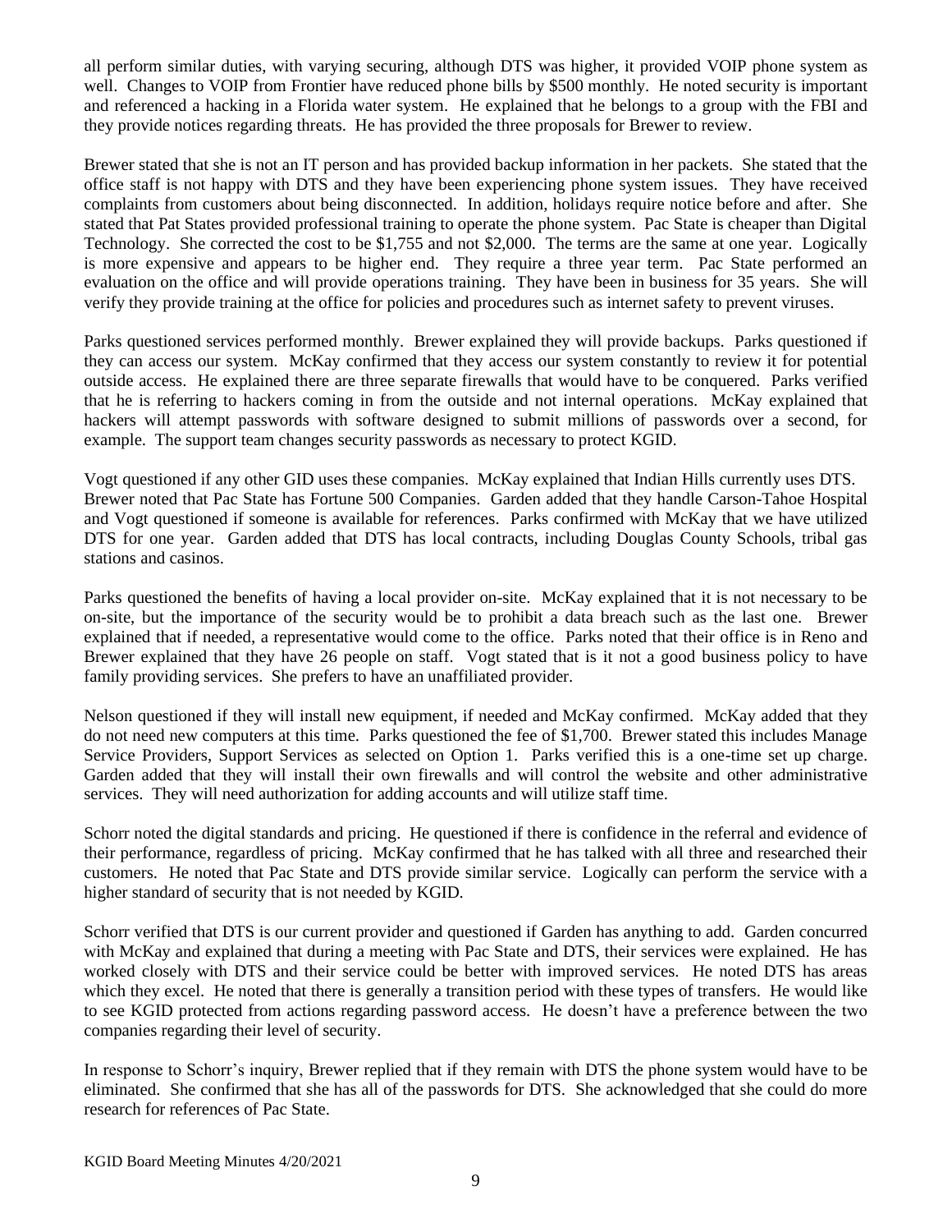all perform similar duties, with varying securing, although DTS was higher, it provided VOIP phone system as well. Changes to VOIP from Frontier have reduced phone bills by $500 monthly. He noted security is important and referenced a hacking in a Florida water system. He explained that he belongs to a group with the FBI and they provide notices regarding threats. He has provided the three proposals for Brewer to review.

Brewer stated that she is not an IT person and has provided backup information in her packets. She stated that the office staff is not happy with DTS and they have been experiencing phone system issues. They have received complaints from customers about being disconnected. In addition, holidays require notice before and after. She stated that Pat States provided professional training to operate the phone system. Pac State is cheaper than Digital Technology. She corrected the cost to be $1,755 and not $2,000. The terms are the same at one year. Logically is more expensive and appears to be higher end. They require a three year term. Pac State performed an evaluation on the office and will provide operations training. They have been in business for 35 years. She will verify they provide training at the office for policies and procedures such as internet safety to prevent viruses.

Parks questioned services performed monthly. Brewer explained they will provide backups. Parks questioned if they can access our system. McKay confirmed that they access our system constantly to review it for potential outside access. He explained there are three separate firewalls that would have to be conquered. Parks verified that he is referring to hackers coming in from the outside and not internal operations. McKay explained that hackers will attempt passwords with software designed to submit millions of passwords over a second, for example. The support team changes security passwords as necessary to protect KGID.

Vogt questioned if any other GID uses these companies. McKay explained that Indian Hills currently uses DTS. Brewer noted that Pac State has Fortune 500 Companies. Garden added that they handle Carson-Tahoe Hospital and Vogt questioned if someone is available for references. Parks confirmed with McKay that we have utilized DTS for one year. Garden added that DTS has local contracts, including Douglas County Schools, tribal gas stations and casinos.

Parks questioned the benefits of having a local provider on-site. McKay explained that it is not necessary to be on-site, but the importance of the security would be to prohibit a data breach such as the last one. Brewer explained that if needed, a representative would come to the office. Parks noted that their office is in Reno and Brewer explained that they have 26 people on staff. Vogt stated that is it not a good business policy to have family providing services. She prefers to have an unaffiliated provider.

Nelson questioned if they will install new equipment, if needed and McKay confirmed. McKay added that they do not need new computers at this time. Parks questioned the fee of $1,700. Brewer stated this includes Manage Service Providers, Support Services as selected on Option 1. Parks verified this is a one-time set up charge. Garden added that they will install their own firewalls and will control the website and other administrative services. They will need authorization for adding accounts and will utilize staff time.

Schorr noted the digital standards and pricing. He questioned if there is confidence in the referral and evidence of their performance, regardless of pricing. McKay confirmed that he has talked with all three and researched their customers. He noted that Pac State and DTS provide similar service. Logically can perform the service with a higher standard of security that is not needed by KGID.

Schorr verified that DTS is our current provider and questioned if Garden has anything to add. Garden concurred with McKay and explained that during a meeting with Pac State and DTS, their services were explained. He has worked closely with DTS and their service could be better with improved services. He noted DTS has areas which they excel. He noted that there is generally a transition period with these types of transfers. He would like to see KGID protected from actions regarding password access. He doesn't have a preference between the two companies regarding their level of security.

In response to Schorr's inquiry, Brewer replied that if they remain with DTS the phone system would have to be eliminated. She confirmed that she has all of the passwords for DTS. She acknowledged that she could do more research for references of Pac State.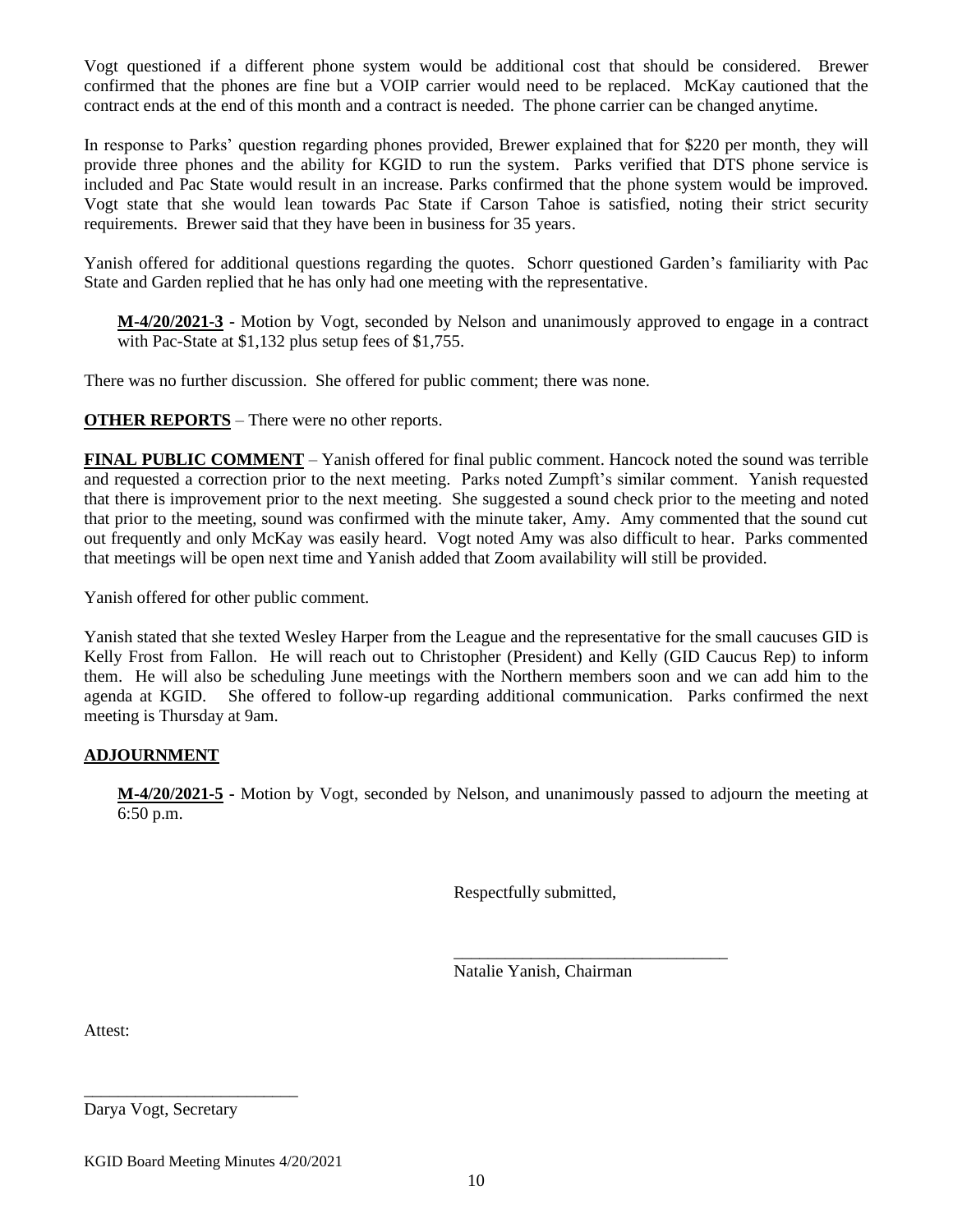Vogt questioned if a different phone system would be additional cost that should be considered. Brewer confirmed that the phones are fine but a VOIP carrier would need to be replaced. McKay cautioned that the contract ends at the end of this month and a contract is needed. The phone carrier can be changed anytime.

In response to Parks' question regarding phones provided, Brewer explained that for $220 per month, they will provide three phones and the ability for KGID to run the system. Parks verified that DTS phone service is included and Pac State would result in an increase. Parks confirmed that the phone system would be improved. Vogt state that she would lean towards Pac State if Carson Tahoe is satisfied, noting their strict security requirements. Brewer said that they have been in business for 35 years.

Yanish offered for additional questions regarding the quotes. Schorr questioned Garden's familiarity with Pac State and Garden replied that he has only had one meeting with the representative.

> **M-4/20/2021-3** - Motion by Vogt, seconded by Nelson and unanimously approved to engage in a contract with Pac-State at $1,132 plus setup fees of $1,755.

There was no further discussion. She offered for public comment; there was none.

**OTHER REPORTS** – There were no other reports.

**FINAL PUBLIC COMMENT** – Yanish offered for final public comment. Hancock noted the sound was terrible and requested a correction prior to the next meeting. Parks noted Zumpft's similar comment. Yanish requested that there is improvement prior to the next meeting. She suggested a sound check prior to the meeting and noted that prior to the meeting, sound was confirmed with the minute taker, Amy. Amy commented that the sound cut out frequently and only McKay was easily heard. Vogt noted Amy was also difficult to hear. Parks commented that meetings will be open next time and Yanish added that Zoom availability will still be provided.

Yanish offered for other public comment.

Yanish stated that she texted Wesley Harper from the League and the representative for the small caucuses GID is Kelly Frost from Fallon. He will reach out to Christopher (President) and Kelly (GID Caucus Rep) to inform them. He will also be scheduling June meetings with the Northern members soon and we can add him to the agenda at KGID. She offered to follow-up regarding additional communication. Parks confirmed the next meeting is Thursday at 9am.

**ADJOURNMENT**

> **M-4/20/2021-5** - Motion by Vogt, seconded by Nelson, and unanimously passed to adjourn the meeting at 6:50 p.m.

Respectfully submitted,

_________________________________

Natalie Yanish, Chairman

Attest:

_________________________

Darya Vogt, Secretary

KGID Board Meeting Minutes 4/20/2021